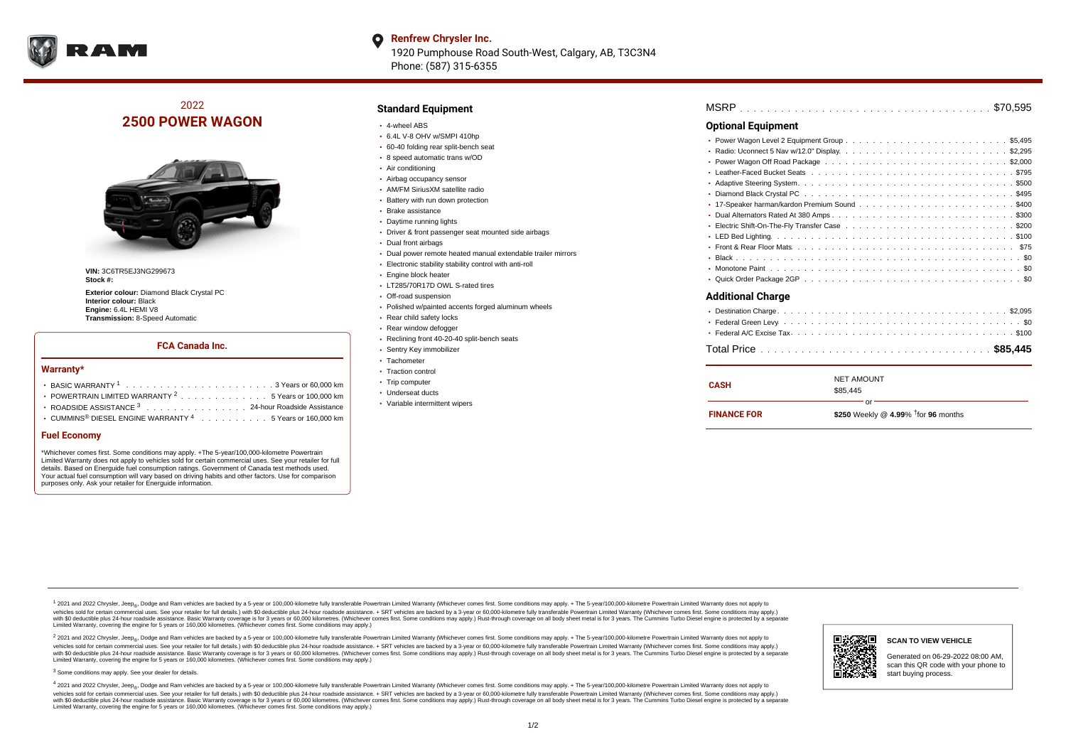**Renfrew Chrysler Inc.**
1920 Pumphouse Road South-West, Calgary, AB, T3C3N4
Phone: (587) 315-6355

## 2022
# 2500 POWER WAGON

**VIN:** 3C6TR5EJ3NG299673
**Stock #:**

**Exterior colour:** Diamond Black Crystal PC
**Interior colour:** Black
**Engine:** 6.4L HEMI V8
**Transmission:** 8-Speed Automatic

### FCA Canada Inc.

#### Warranty*

- BASIC WARRANTY [1] . . . . . . . . . . . . . . . . . . . . . . 3 Years or 60,000 km
- POWERTRAIN LIMITED WARRANTY [2] . . . . . . . . . . . . . 5 Years or 100,000 km
- ROADSIDE ASSISTANCE [3] . . . . . . . . . . . . . . . 24-hour Roadside Assistance
- CUMMINS® DIESEL ENGINE WARRANTY [4] . . . . . . . . . . 5 Years or 160,000 km

#### Fuel Economy

*Whichever comes first. Some conditions may apply. +The 5-year/100,000-kilometre Powertrain Limited Warranty does not apply to vehicles sold for certain commercial uses. See your retailer for full details. Based on Energuide fuel consumption ratings. Government of Canada test methods used. Your actual fuel consumption will vary based on driving habits and other factors. Use for comparison purposes only. Ask your retailer for Energuide information.

## Standard Equipment

- 4-wheel ABS
- 6.4L V-8 OHV w/SMPI 410hp
- 60-40 folding rear split-bench seat
- 8 speed automatic trans w/OD
- Air conditioning
- Airbag occupancy sensor
- AM/FM SiriusXM satellite radio
- Battery with run down protection
- Brake assistance
- Daytime running lights
- Driver & front passenger seat mounted side airbags
- Dual front airbags
- Dual power remote heated manual extendable trailer mirrors
- Electronic stability stability control with anti-roll
- Engine block heater
- LT285/70R17D OWL S-rated tires
- Off-road suspension
- Polished w/painted accents forged aluminum wheels
- Rear child safety locks
- Rear window defogger
- Reclining front 40-20-40 split-bench seats
- Sentry Key immobilizer
- Tachometer
- Traction control
- Trip computer
- Underseat ducts
- Variable intermittent wipers

MSRP . . . . . . . . . . . . . . . . . . . . . . . . . . . . . . . . . . . . . $70,595

## Optional Equipment

- Power Wagon Level 2 Equipment Group . . . . . . . . . . . . . . . . . . . . . . . . $5,495
- Radio: Uconnect 5 Nav w/12.0" Display. . . . . . . . . . . . . . . . . . . . . . . . $2,295
- Power Wagon Off Road Package . . . . . . . . . . . . . . . . . . . . . . . . . . $2,000
- Leather-Faced Bucket Seats . . . . . . . . . . . . . . . . . . . . . . . . . . . . $795
- Adaptive Steering System. . . . . . . . . . . . . . . . . . . . . . . . . . . . . . $500
- Diamond Black Crystal PC . . . . . . . . . . . . . . . . . . . . . . . . . . . . . $495
- 17-Speaker harman/kardon Premium Sound . . . . . . . . . . . . . . . . . . . . . . $400
- Dual Alternators Rated At 380 Amps . . . . . . . . . . . . . . . . . . . . . . . . . $300
- Electric Shift-On-The-Fly Transfer Case . . . . . . . . . . . . . . . . . . . . . . . $200
- LED Bed Lighting. . . . . . . . . . . . . . . . . . . . . . . . . . . . . . . . . . $100
- Front & Rear Floor Mats. . . . . . . . . . . . . . . . . . . . . . . . . . . . . . $75
- Black . . . . . . . . . . . . . . . . . . . . . . . . . . . . . . . . . . . . . . $0
- Monotone Paint . . . . . . . . . . . . . . . . . . . . . . . . . . . . . . . . . $0
- Quick Order Package 2GP . . . . . . . . . . . . . . . . . . . . . . . . . . . . $0

## Additional Charge

- Destination Charge. . . . . . . . . . . . . . . . . . . . . . . . . . . . . . . . $2,095
- Federal Green Levy . . . . . . . . . . . . . . . . . . . . . . . . . . . . . . . . $0
- Federal A/C Excise Tax. . . . . . . . . . . . . . . . . . . . . . . . . . . . . . $100

Total Price . . . . . . . . . . . . . . . . . . . . . . . . . . . . . . . . . **$85,445**

| | |
|---|---|
| **CASH** | NET AMOUNT<br>$85,445 |
| | or |
| **FINANCE FOR** | **$250** Weekly @ **4.99**% †for **96** months |

[1] 2021 and 2022 Chrysler, Jeep®, Dodge and Ram vehicles are backed by a 5-year or 100,000-kilometre fully transferable Powertrain Limited Warranty (Whichever comes first. Some conditions may apply. + The 5-year/100,000-kilometre Powertrain Limited Warranty does not apply to vehicles sold for certain commercial uses. See your retailer for full details.) with $0 deductible plus 24-hour roadside assistance. + SRT vehicles are backed by a 3-year or 60,000-kilometre fully transferable Powertrain Limited Warranty (Whichever comes first. Some conditions may apply.) with $0 deductible plus 24-hour roadside assistance. Basic Warranty coverage is for 3 years or 60,000 kilometres. (Whichever comes first. Some conditions may apply.) Rust-through coverage on all body sheet metal is for 3 years. The Cummins Turbo Diesel engine is protected by a separate Limited Warranty, covering the engine for 5 years or 160,000 kilometres. (Whichever comes first. Some conditions may apply.)

[2] 2021 and 2022 Chrysler, Jeep®, Dodge and Ram vehicles are backed by a 5-year or 100,000-kilometre fully transferable Powertrain Limited Warranty (Whichever comes first. Some conditions may apply. + The 5-year/100,000-kilometre Powertrain Limited Warranty does not apply to vehicles sold for certain commercial uses. See your retailer for full details.) with $0 deductible plus 24-hour roadside assistance. + SRT vehicles are backed by a 3-year or 60,000-kilometre fully transferable Powertrain Limited Warranty (Whichever comes first. Some conditions may apply.) with $0 deductible plus 24-hour roadside assistance. Basic Warranty coverage is for 3 years or 60,000 kilometres. (Whichever comes first. Some conditions may apply.) Rust-through coverage on all body sheet metal is for 3 years. The Cummins Turbo Diesel engine is protected by a separate Limited Warranty, covering the engine for 5 years or 160,000 kilometres. (Whichever comes first. Some conditions may apply.)

[3] Some conditions may apply. See your dealer for details.

[4] 2021 and 2022 Chrysler, Jeep®, Dodge and Ram vehicles are backed by a 5-year or 100,000-kilometre fully transferable Powertrain Limited Warranty (Whichever comes first. Some conditions may apply. + The 5-year/100,000-kilometre Powertrain Limited Warranty does not apply to vehicles sold for certain commercial uses. See your retailer for full details.) with $0 deductible plus 24-hour roadside assistance. + SRT vehicles are backed by a 3-year or 60,000-kilometre fully transferable Powertrain Limited Warranty (Whichever comes first. Some conditions may apply.) with $0 deductible plus 24-hour roadside assistance. Basic Warranty coverage is for 3 years or 60,000 kilometres. (Whichever comes first. Some conditions may apply.) Rust-through coverage on all body sheet metal is for 3 years. The Cummins Turbo Diesel engine is protected by a separate Limited Warranty, covering the engine for 5 years or 160,000 kilometres. (Whichever comes first. Some conditions may apply.)

**SCAN TO VIEW VEHICLE**

Generated on 06-29-2022 08:00 AM, scan this QR code with your phone to start buying process.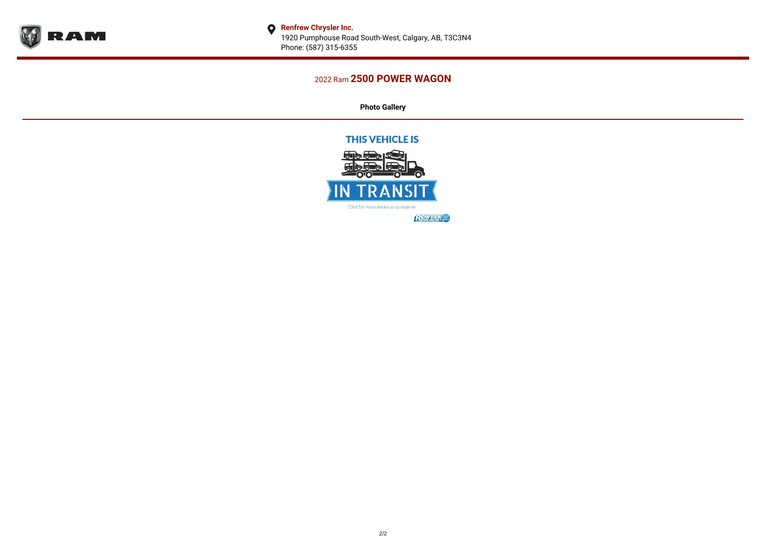**Renfrew Chrysler Inc.**
1920 Pumphouse Road South-West, Calgary, AB, T3C3N4
Phone: (587) 315-6355

# 2022 Ram **2500 POWER WAGON**

**Photo Gallery**

THIS VEHICLE IS

IN TRANSIT

Click for more details or to reserve